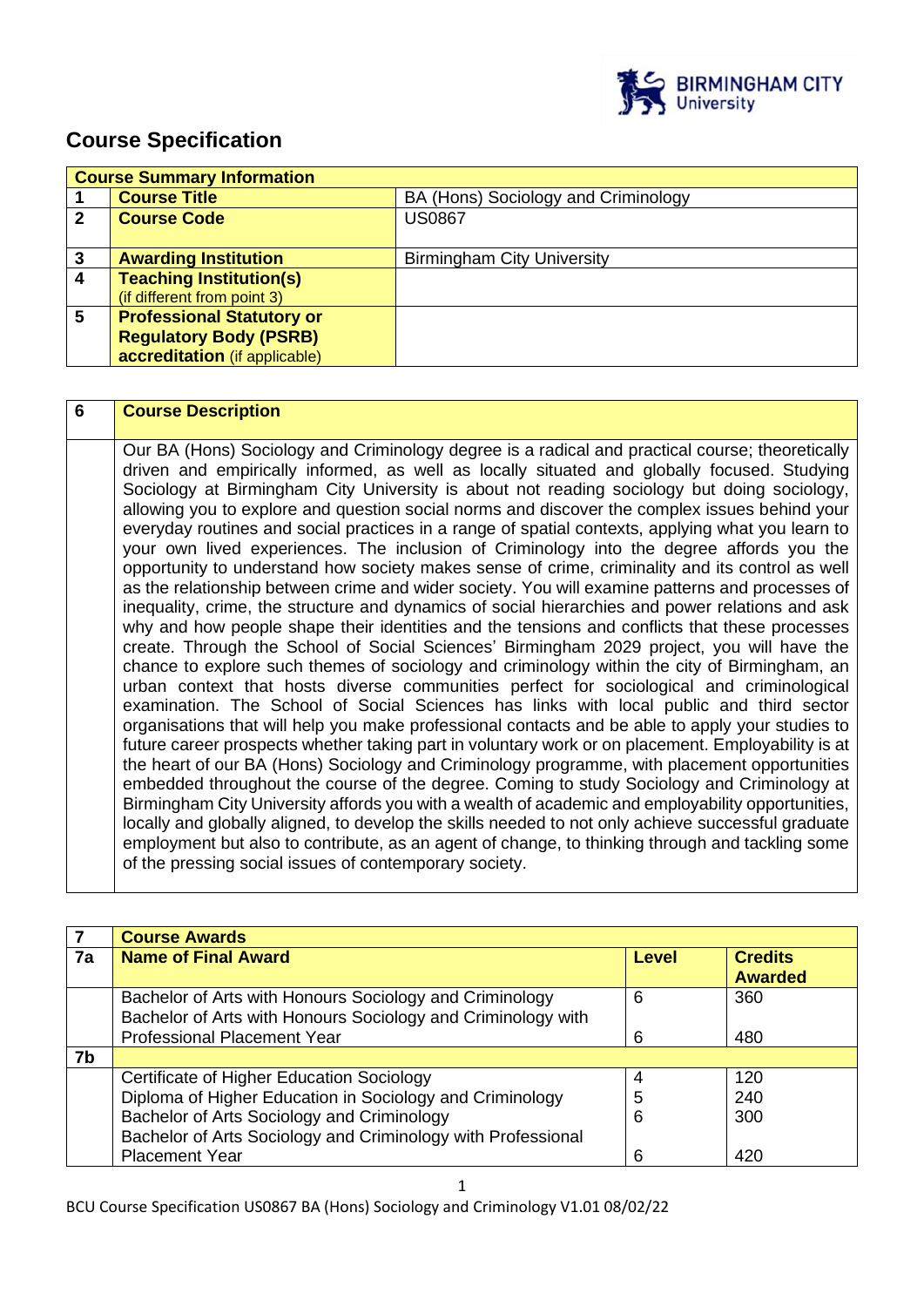# Course Specification

| Course Summary Information | | |
|---|---|---|
| 1 | **Course Title** | BA (Hons) Sociology and Criminology |
| 2 | **Course Code** | US0867 |
| 3 | **Awarding Institution** | Birmingham City University |
| 4 | **Teaching Institution(s)** (if different from point 3) | |
| 5 | **Professional Statutory or Regulatory Body (PSRB) accreditation** (if applicable) | |

| 6 | Course Description |
|---|---|
| | Our BA (Hons) Sociology and Criminology degree is a radical and practical course; theoretically driven and empirically informed, as well as locally situated and globally focused. Studying Sociology at Birmingham City University is about not reading sociology but doing sociology, allowing you to explore and question social norms and discover the complex issues behind your everyday routines and social practices in a range of spatial contexts, applying what you learn to your own lived experiences. The inclusion of Criminology into the degree affords you the opportunity to understand how society makes sense of crime, criminality and its control as well as the relationship between crime and wider society. You will examine patterns and processes of inequality, crime, the structure and dynamics of social hierarchies and power relations and ask why and how people shape their identities and the tensions and conflicts that these processes create. Through the School of Social Sciences' Birmingham 2029 project, you will have the chance to explore such themes of sociology and criminology within the city of Birmingham, an urban context that hosts diverse communities perfect for sociological and criminological examination. The School of Social Sciences has links with local public and third sector organisations that will help you make professional contacts and be able to apply your studies to future career prospects whether taking part in voluntary work or on placement. Employability is at the heart of our BA (Hons) Sociology and Criminology programme, with placement opportunities embedded throughout the course of the degree. Coming to study Sociology and Criminology at Birmingham City University affords you with a wealth of academic and employability opportunities, locally and globally aligned, to develop the skills needed to not only achieve successful graduate employment but also to contribute, as an agent of change, to thinking through and tackling some of the pressing social issues of contemporary society. |

| 7 | Course Awards | | |
|---|---|---|---|
| 7a | **Name of Final Award** | **Level** | **Credits Awarded** |
| | Bachelor of Arts with Honours Sociology and Criminology | 6 | 360 |
| | Bachelor of Arts with Honours Sociology and Criminology with Professional Placement Year | 6 | 480 |
| 7b | | | |
| | Certificate of Higher Education Sociology | 4 | 120 |
| | Diploma of Higher Education in Sociology and Criminology | 5 | 240 |
| | Bachelor of Arts Sociology and Criminology | 6 | 300 |
| | Bachelor of Arts Sociology and Criminology with Professional Placement Year | 6 | 420 |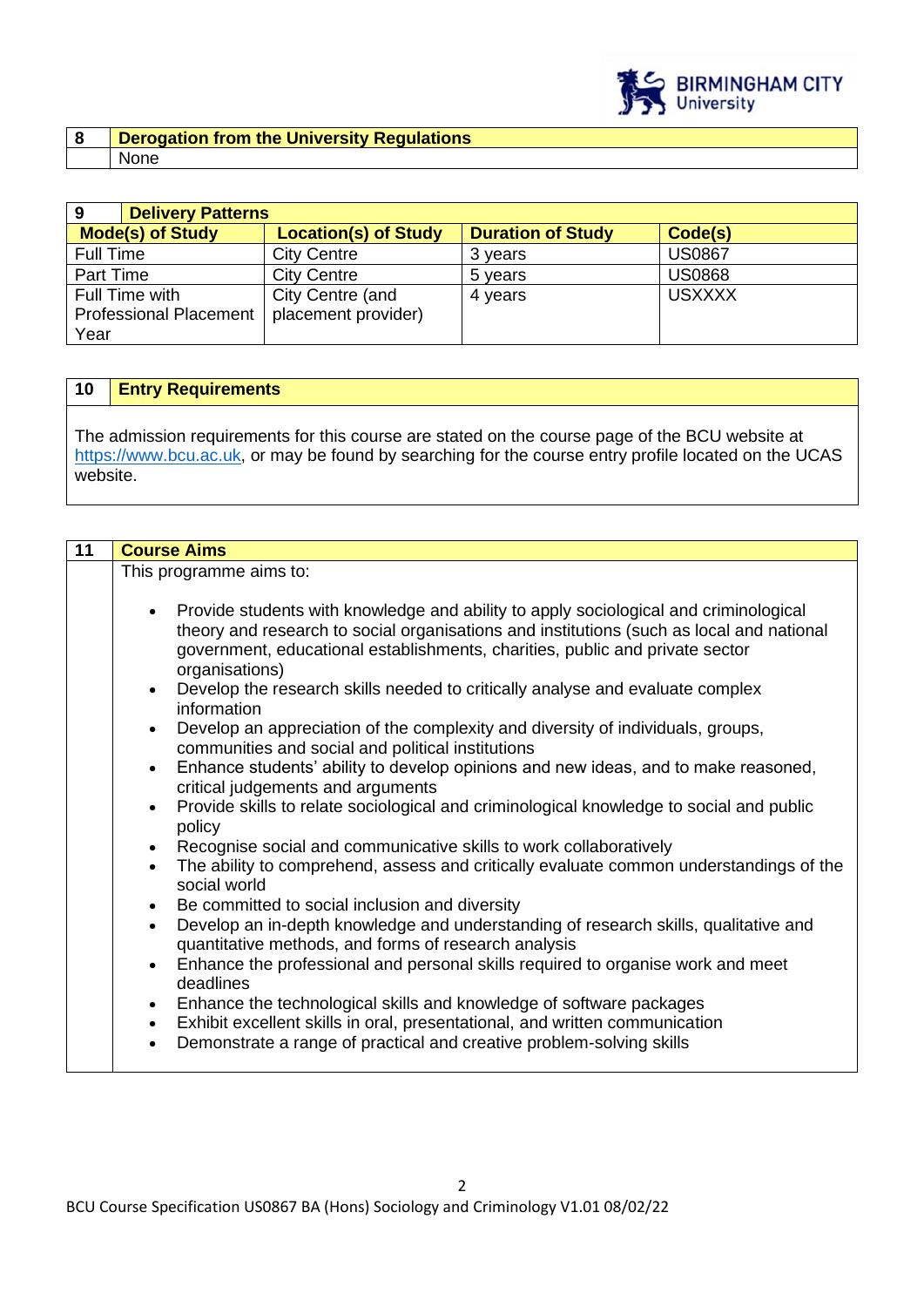| 8 | Derogation from the University Regulations |
|---|---|
| | None |

| 9 Delivery Patterns | | | |
|---|---|---|---|
| **Mode(s) of Study** | **Location(s) of Study** | **Duration of Study** | **Code(s)** |
| Full Time | City Centre | 3 years | US0867 |
| Part Time | City Centre | 5 years | US0868 |
| Full Time with Professional Placement Year | City Centre (and placement provider) | 4 years | USXXXX |

| 10 | Entry Requirements |
|---|---|

The admission requirements for this course are stated on the course page of the BCU website at https://www.bcu.ac.uk, or may be found by searching for the course entry profile located on the UCAS website.

| 11 | Course Aims |
|---|---|

This programme aims to:

- Provide students with knowledge and ability to apply sociological and criminological theory and research to social organisations and institutions (such as local and national government, educational establishments, charities, public and private sector organisations)
- Develop the research skills needed to critically analyse and evaluate complex information
- Develop an appreciation of the complexity and diversity of individuals, groups, communities and social and political institutions
- Enhance students' ability to develop opinions and new ideas, and to make reasoned, critical judgements and arguments
- Provide skills to relate sociological and criminological knowledge to social and public policy
- Recognise social and communicative skills to work collaboratively
- The ability to comprehend, assess and critically evaluate common understandings of the social world
- Be committed to social inclusion and diversity
- Develop an in-depth knowledge and understanding of research skills, qualitative and quantitative methods, and forms of research analysis
- Enhance the professional and personal skills required to organise work and meet deadlines
- Enhance the technological skills and knowledge of software packages
- Exhibit excellent skills in oral, presentational, and written communication
- Demonstrate a range of practical and creative problem-solving skills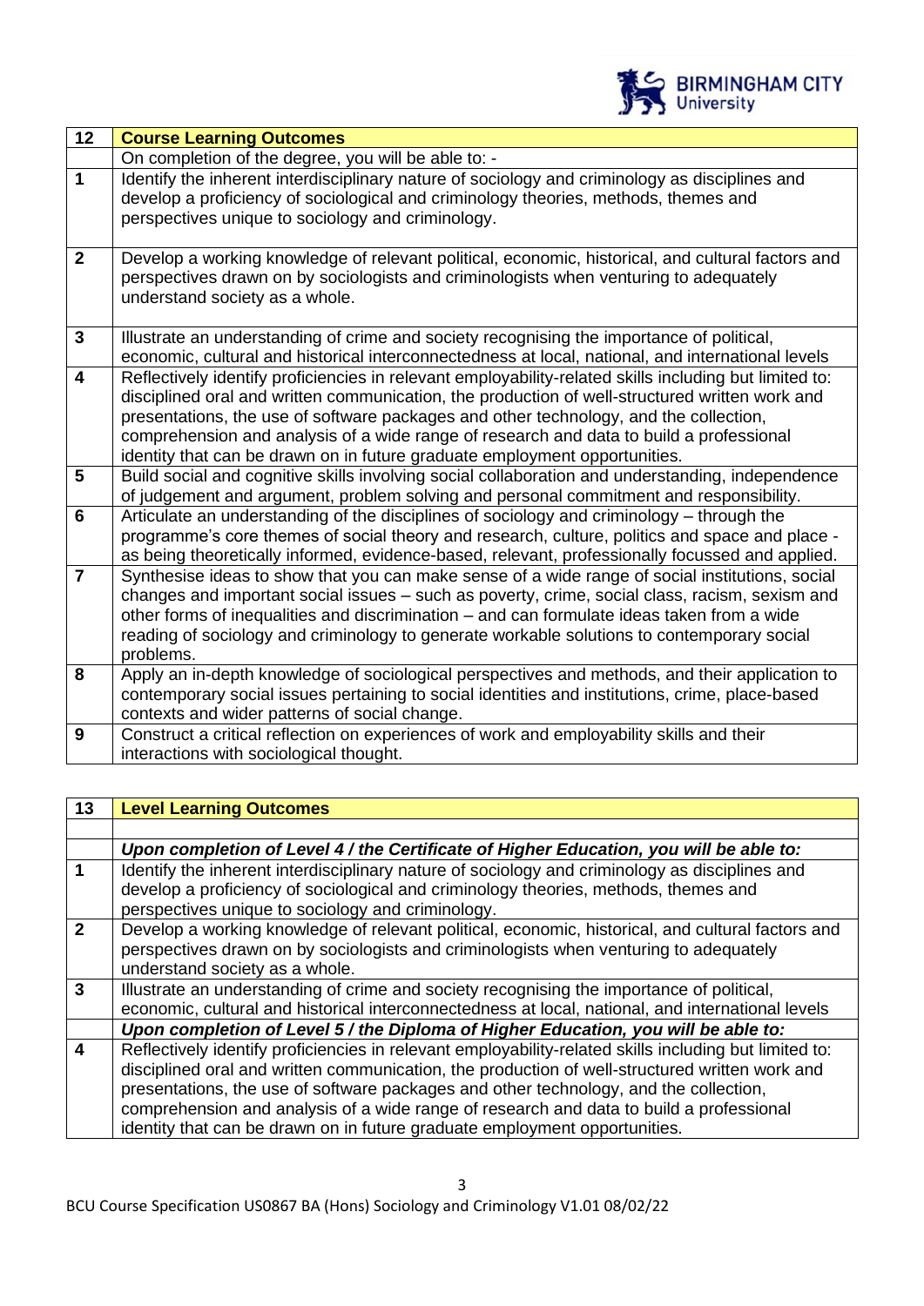| 12 | Course Learning Outcomes |
|---|---|
| | On completion of the degree, you will be able to: - |
| 1 | Identify the inherent interdisciplinary nature of sociology and criminology as disciplines and develop a proficiency of sociological and criminology theories, methods, themes and perspectives unique to sociology and criminology. |
| 2 | Develop a working knowledge of relevant political, economic, historical, and cultural factors and perspectives drawn on by sociologists and criminologists when venturing to adequately understand society as a whole. |
| 3 | Illustrate an understanding of crime and society recognising the importance of political, economic, cultural and historical interconnectedness at local, national, and international levels |
| 4 | Reflectively identify proficiencies in relevant employability-related skills including but limited to: disciplined oral and written communication, the production of well-structured written work and presentations, the use of software packages and other technology, and the collection, comprehension and analysis of a wide range of research and data to build a professional identity that can be drawn on in future graduate employment opportunities. |
| 5 | Build social and cognitive skills involving social collaboration and understanding, independence of judgement and argument, problem solving and personal commitment and responsibility. |
| 6 | Articulate an understanding of the disciplines of sociology and criminology – through the programme's core themes of social theory and research, culture, politics and space and place - as being theoretically informed, evidence-based, relevant, professionally focussed and applied. |
| 7 | Synthesise ideas to show that you can make sense of a wide range of social institutions, social changes and important social issues – such as poverty, crime, social class, racism, sexism and other forms of inequalities and discrimination – and can formulate ideas taken from a wide reading of sociology and criminology to generate workable solutions to contemporary social problems. |
| 8 | Apply an in-depth knowledge of sociological perspectives and methods, and their application to contemporary social issues pertaining to social identities and institutions, crime, place-based contexts and wider patterns of social change. |
| 9 | Construct a critical reflection on experiences of work and employability skills and their interactions with sociological thought. |

| 13 | Level Learning Outcomes |
|---|---|
| | |
| | ***Upon completion of Level 4 / the Certificate of Higher Education, you will be able to:*** |
| 1 | Identify the inherent interdisciplinary nature of sociology and criminology as disciplines and develop a proficiency of sociological and criminology theories, methods, themes and perspectives unique to sociology and criminology. |
| 2 | Develop a working knowledge of relevant political, economic, historical, and cultural factors and perspectives drawn on by sociologists and criminologists when venturing to adequately understand society as a whole. |
| 3 | Illustrate an understanding of crime and society recognising the importance of political, economic, cultural and historical interconnectedness at local, national, and international levels |
| | ***Upon completion of Level 5 / the Diploma of Higher Education, you will be able to:*** |
| 4 | Reflectively identify proficiencies in relevant employability-related skills including but limited to: disciplined oral and written communication, the production of well-structured written work and presentations, the use of software packages and other technology, and the collection, comprehension and analysis of a wide range of research and data to build a professional identity that can be drawn on in future graduate employment opportunities. |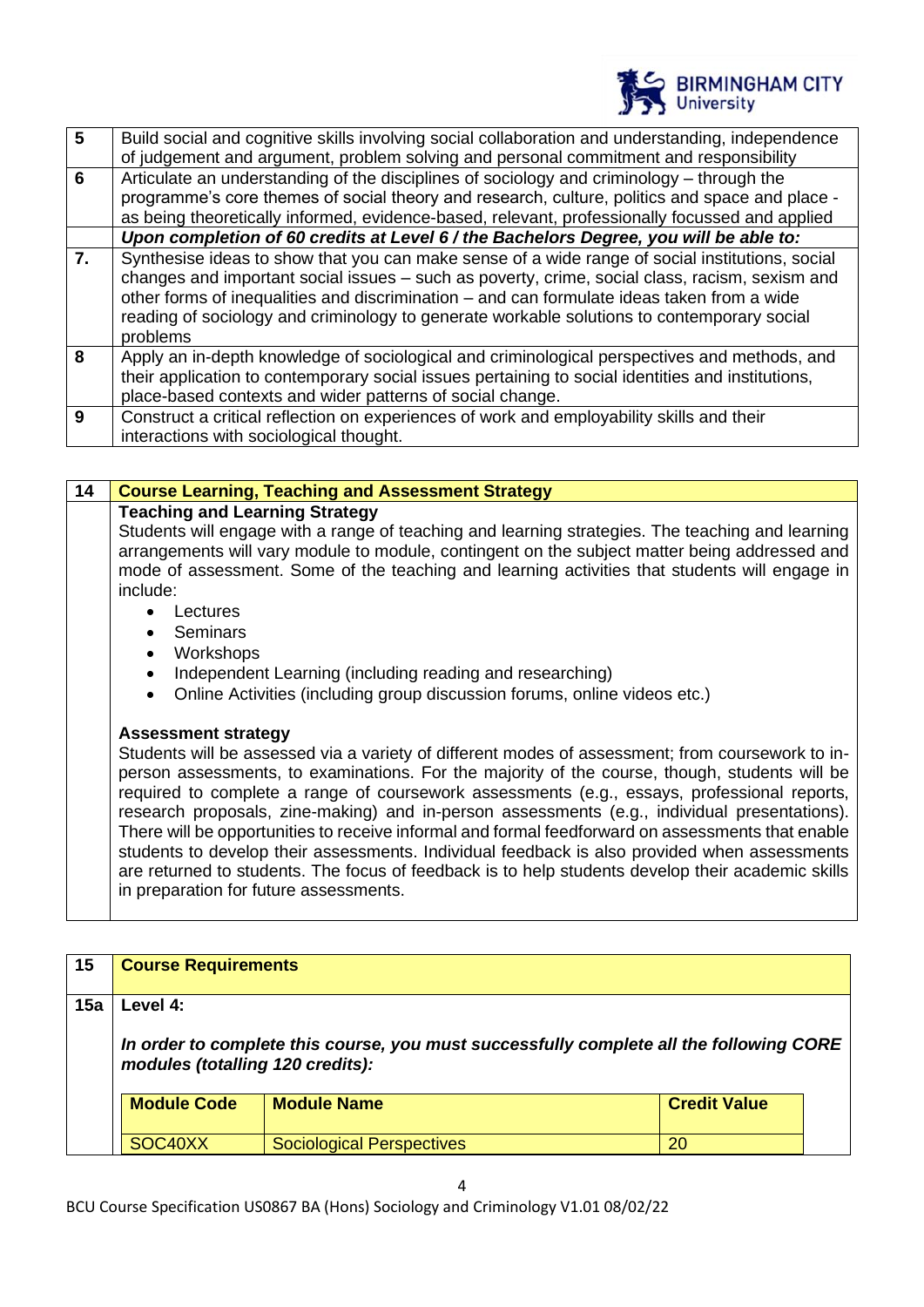| | |
|---|---|
| 5 | Build social and cognitive skills involving social collaboration and understanding, independence of judgement and argument, problem solving and personal commitment and responsibility |
| 6 | Articulate an understanding of the disciplines of sociology and criminology – through the programme's core themes of social theory and research, culture, politics and space and place - as being theoretically informed, evidence-based, relevant, professionally focussed and applied |
| | ***Upon completion of 60 credits at Level 6 / the Bachelors Degree, you will be able to:*** |
| 7. | Synthesise ideas to show that you can make sense of a wide range of social institutions, social changes and important social issues – such as poverty, crime, social class, racism, sexism and other forms of inequalities and discrimination – and can formulate ideas taken from a wide reading of sociology and criminology to generate workable solutions to contemporary social problems |
| 8 | Apply an in-depth knowledge of sociological and criminological perspectives and methods, and their application to contemporary social issues pertaining to social identities and institutions, place-based contexts and wider patterns of social change. |
| 9 | Construct a critical reflection on experiences of work and employability skills and their interactions with sociological thought. |

## 14 Course Learning, Teaching and Assessment Strategy

**Teaching and Learning Strategy**

Students will engage with a range of teaching and learning strategies. The teaching and learning arrangements will vary module to module, contingent on the subject matter being addressed and mode of assessment. Some of the teaching and learning activities that students will engage in include:

- Lectures
- Seminars
- Workshops
- Independent Learning (including reading and researching)
- Online Activities (including group discussion forums, online videos etc.)

**Assessment strategy**

Students will be assessed via a variety of different modes of assessment; from coursework to in-person assessments, to examinations. For the majority of the course, though, students will be required to complete a range of coursework assessments (e.g., essays, professional reports, research proposals, zine-making) and in-person assessments (e.g., individual presentations). There will be opportunities to receive informal and formal feedforward on assessments that enable students to develop their assessments. Individual feedback is also provided when assessments are returned to students. The focus of feedback is to help students develop their academic skills in preparation for future assessments.

## 15 Course Requirements

**15a Level 4:**

***In order to complete this course, you must successfully complete all the following CORE modules (totalling 120 credits):***

| Module Code | Module Name | Credit Value |
|---|---|---|
| SOC40XX | Sociological Perspectives | 20 |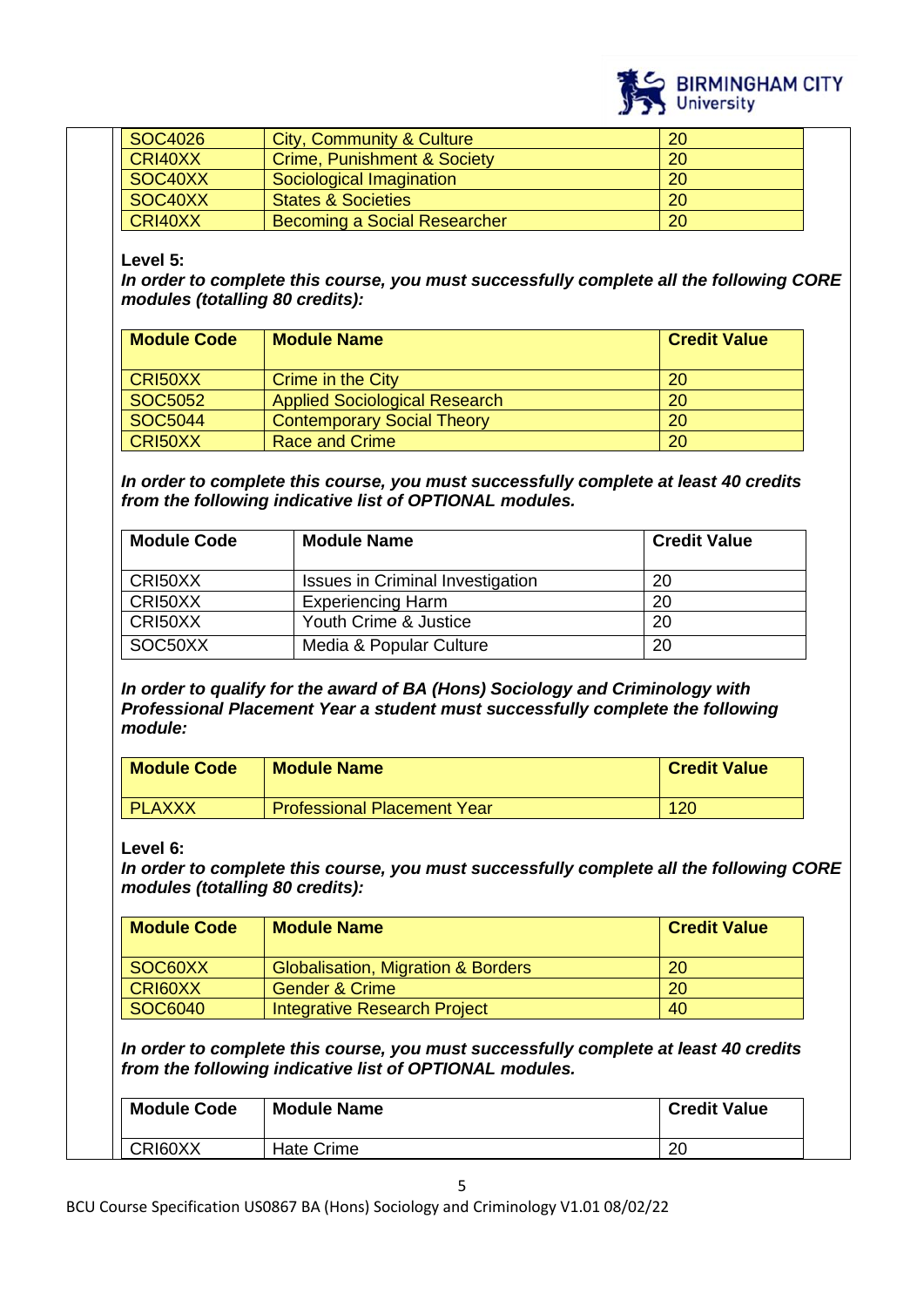| | | |
|---|---|---|
| SOC4026 | City, Community & Culture | 20 |
| CRI40XX | Crime, Punishment & Society | 20 |
| SOC40XX | Sociological Imagination | 20 |
| SOC40XX | States & Societies | 20 |
| CRI40XX | Becoming a Social Researcher | 20 |

**Level 5:**

***In order to complete this course, you must successfully complete all the following CORE modules (totalling 80 credits):***

| Module Code | Module Name | Credit Value |
|---|---|---|
| CRI50XX | Crime in the City | 20 |
| SOC5052 | Applied Sociological Research | 20 |
| SOC5044 | Contemporary Social Theory | 20 |
| CRI50XX | Race and Crime | 20 |

***In order to complete this course, you must successfully complete at least 40 credits from the following indicative list of OPTIONAL modules.***

| Module Code | Module Name | Credit Value |
|---|---|---|
| CRI50XX | Issues in Criminal Investigation | 20 |
| CRI50XX | Experiencing Harm | 20 |
| CRI50XX | Youth Crime & Justice | 20 |
| SOC50XX | Media & Popular Culture | 20 |

***In order to qualify for the award of BA (Hons) Sociology and Criminology with Professional Placement Year a student must successfully complete the following module:***

| Module Code | Module Name | Credit Value |
|---|---|---|
| PLAXXX | Professional Placement Year | 120 |

**Level 6:**

***In order to complete this course, you must successfully complete all the following CORE modules (totalling 80 credits):***

| Module Code | Module Name | Credit Value |
|---|---|---|
| SOC60XX | Globalisation, Migration & Borders | 20 |
| CRI60XX | Gender & Crime | 20 |
| SOC6040 | Integrative Research Project | 40 |

***In order to complete this course, you must successfully complete at least 40 credits from the following indicative list of OPTIONAL modules.***

| Module Code | Module Name | Credit Value |
|---|---|---|
| CRI60XX | Hate Crime | 20 |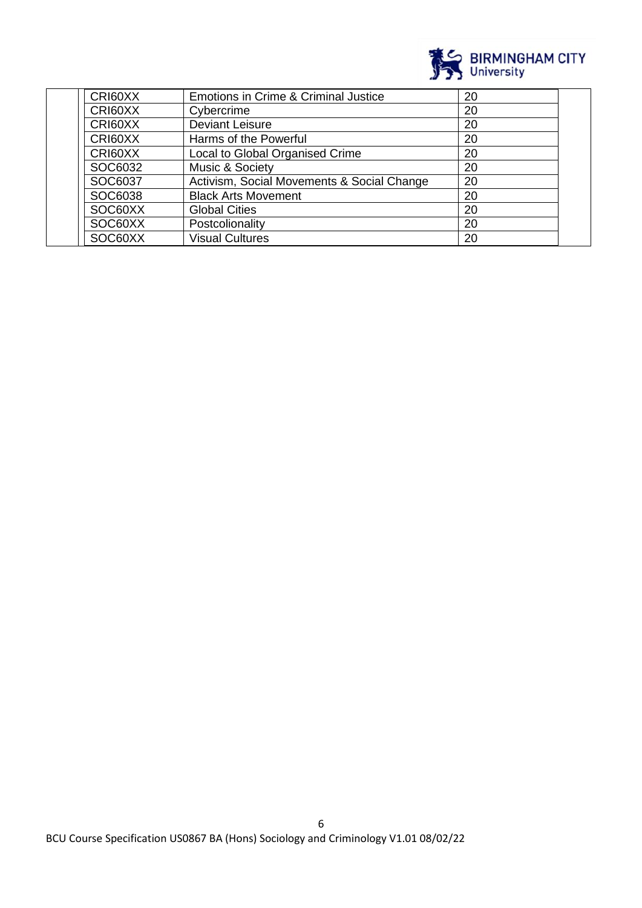| | Module Code | Module Name | Credit Value |
|---|---|---|---|
| | CRI60XX | Emotions in Crime & Criminal Justice | 20 |
| | CRI60XX | Cybercrime | 20 |
| | CRI60XX | Deviant Leisure | 20 |
| | CRI60XX | Harms of the Powerful | 20 |
| | CRI60XX | Local to Global Organised Crime | 20 |
| | SOC6032 | Music & Society | 20 |
| | SOC6037 | Activism, Social Movements & Social Change | 20 |
| | SOC6038 | Black Arts Movement | 20 |
| | SOC60XX | Global Cities | 20 |
| | SOC60XX | Postcolionality | 20 |
| | SOC60XX | Visual Cultures | 20 |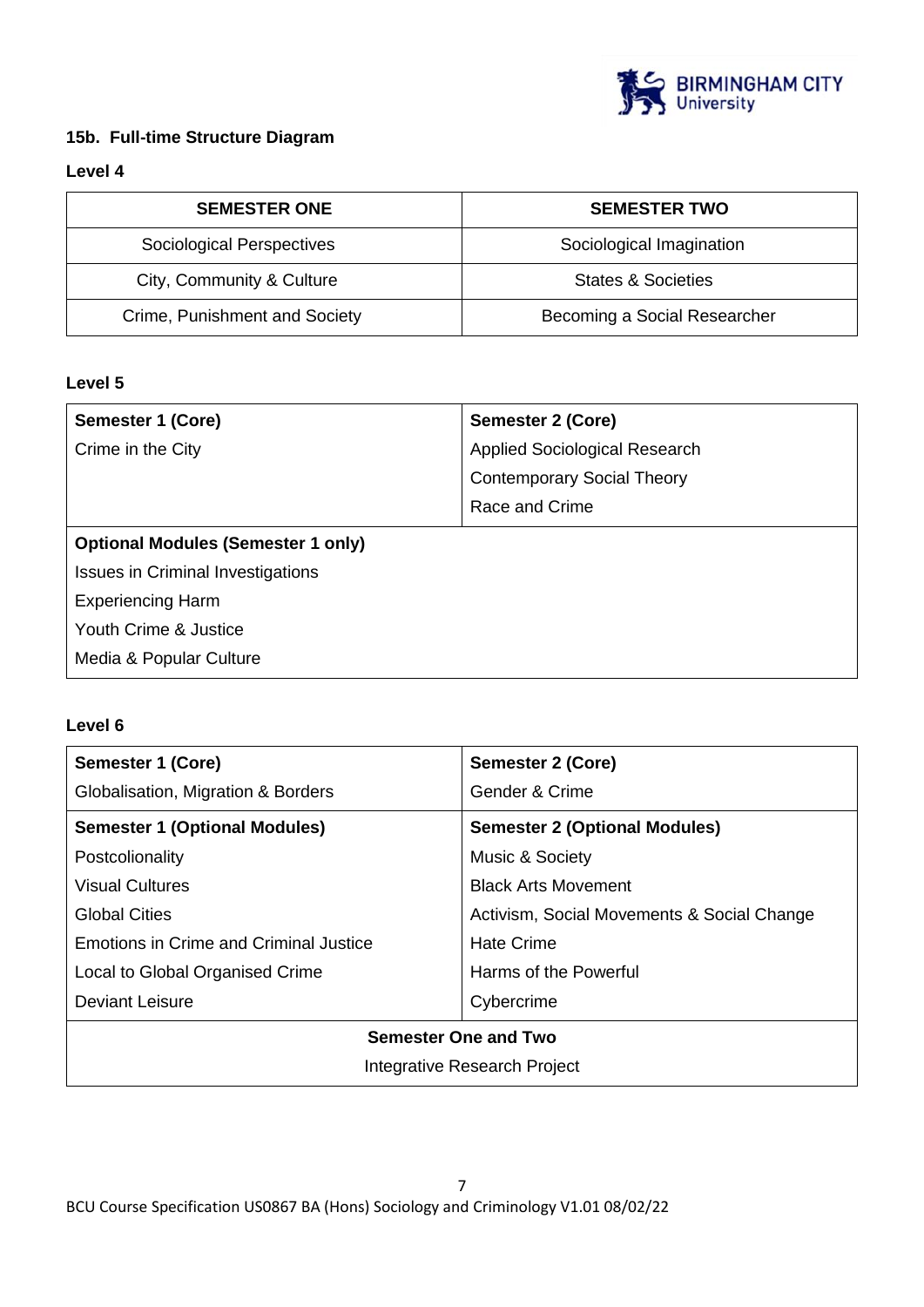### 15b. Full-time Structure Diagram

#### Level 4

| SEMESTER ONE | SEMESTER TWO |
|---|---|
| Sociological Perspectives | Sociological Imagination |
| City, Community & Culture | States & Societies |
| Crime, Punishment and Society | Becoming a Social Researcher |

#### Level 5

| **Semester 1 (Core)** | **Semester 2 (Core)** |
|---|---|
| Crime in the City | Applied Sociological Research |
| | Contemporary Social Theory |
| | Race and Crime |
| **Optional Modules (Semester 1 only)** | |
| Issues in Criminal Investigations | |
| Experiencing Harm | |
| Youth Crime & Justice | |
| Media & Popular Culture | |

#### Level 6

| **Semester 1 (Core)** | **Semester 2 (Core)** |
|---|---|
| Globalisation, Migration & Borders | Gender & Crime |
| **Semester 1 (Optional Modules)** | **Semester 2 (Optional Modules)** |
| Postcolonality | Music & Society |
| Visual Cultures | Black Arts Movement |
| Global Cities | Activism, Social Movements & Social Change |
| Emotions in Crime and Criminal Justice | Hate Crime |
| Local to Global Organised Crime | Harms of the Powerful |
| Deviant Leisure | Cybercrime |
| **Semester One and Two** | |
| Integrative Research Project | |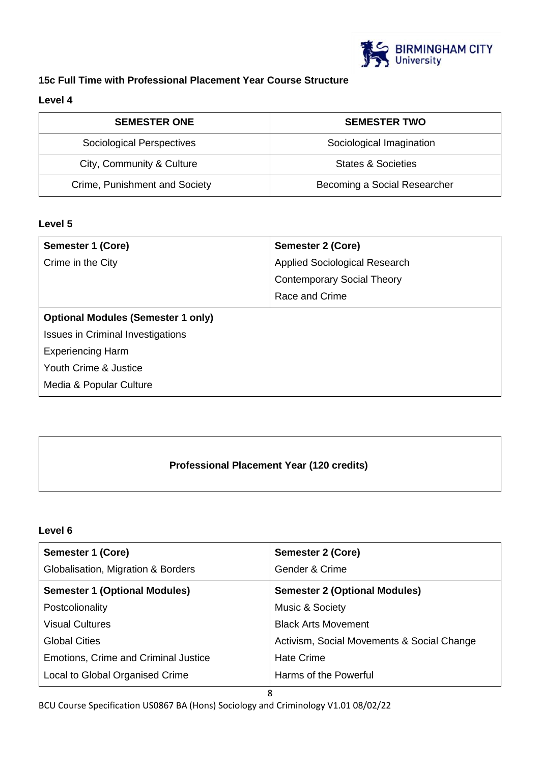### 15c Full Time with Professional Placement Year Course Structure

#### Level 4

| SEMESTER ONE | SEMESTER TWO |
|---|---|
| Sociological Perspectives | Sociological Imagination |
| City, Community & Culture | States & Societies |
| Crime, Punishment and Society | Becoming a Social Researcher |

#### Level 5

| Semester 1 (Core) | Semester 2 (Core) |
|---|---|
| Crime in the City | Applied Sociological Research |
| | Contemporary Social Theory |
| | Race and Crime |
| **Optional Modules (Semester 1 only)** | |
| Issues in Criminal Investigations | |
| Experiencing Harm | |
| Youth Crime & Justice | |
| Media & Popular Culture | |

**Professional Placement Year (120 credits)**

#### Level 6

| Semester 1 (Core) | Semester 2 (Core) |
|---|---|
| Globalisation, Migration & Borders | Gender & Crime |
| **Semester 1 (Optional Modules)** | **Semester 2 (Optional Modules)** |
| Postcolonality | Music & Society |
| Visual Cultures | Black Arts Movement |
| Global Cities | Activism, Social Movements & Social Change |
| Emotions, Crime and Criminal Justice | Hate Crime |
| Local to Global Organised Crime | Harms of the Powerful |

BCU Course Specification US0867 BA (Hons) Sociology and Criminology V1.01 08/02/22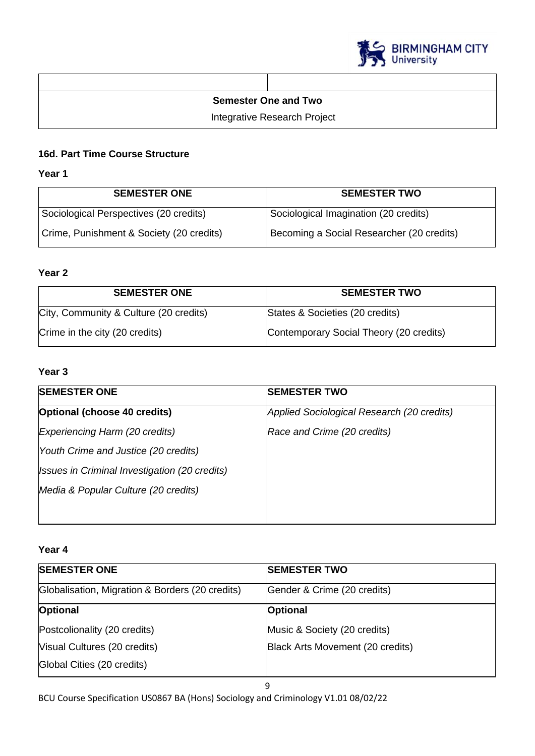| | |
|---|---|
| **Semester One and Two** | |
| Integrative Research Project | |

### 16d. Part Time Course Structure

**Year 1**

| SEMESTER ONE | SEMESTER TWO |
|---|---|
| Sociological Perspectives (20 credits) | Sociological Imagination (20 credits) |
| Crime, Punishment & Society (20 credits) | Becoming a Social Researcher (20 credits) |

**Year 2**

| SEMESTER ONE | SEMESTER TWO |
|---|---|
| City, Community & Culture (20 credits) | States & Societies (20 credits) |
| Crime in the city (20 credits) | Contemporary Social Theory (20 credits) |

**Year 3**

| SEMESTER ONE | SEMESTER TWO |
|---|---|
| **Optional (choose 40 credits)** | *Applied Sociological Research (20 credits)* |
| *Experiencing Harm (20 credits)* | *Race and Crime (20 credits)* |
| *Youth Crime and Justice (20 credits)* | |
| *Issues in Criminal Investigation (20 credits)* | |
| *Media & Popular Culture (20 credits)* | |

**Year 4**

| SEMESTER ONE | SEMESTER TWO |
|---|---|
| Globalisation, Migration & Borders (20 credits) | Gender & Crime (20 credits) |
| **Optional** | **Optional** |
| Postcolionality (20 credits) | Music & Society (20 credits) |
| Visual Cultures (20 credits) | Black Arts Movement (20 credits) |
| Global Cities (20 credits) | |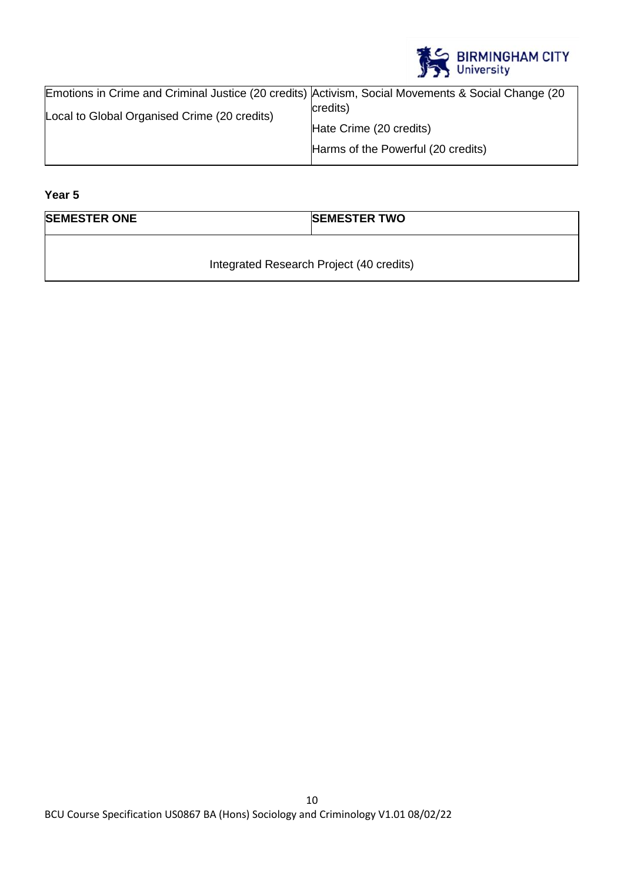| | |
|---|---|
| Emotions in Crime and Criminal Justice (20 credits)<br><br>Local to Global Organised Crime (20 credits) | Activism, Social Movements & Social Change (20 credits)<br><br>Hate Crime (20 credits)<br><br>Harms of the Powerful (20 credits) |

**Year 5**

| **SEMESTER ONE** | **SEMESTER TWO** |
|---|---|
| Integrated Research Project (40 credits) | |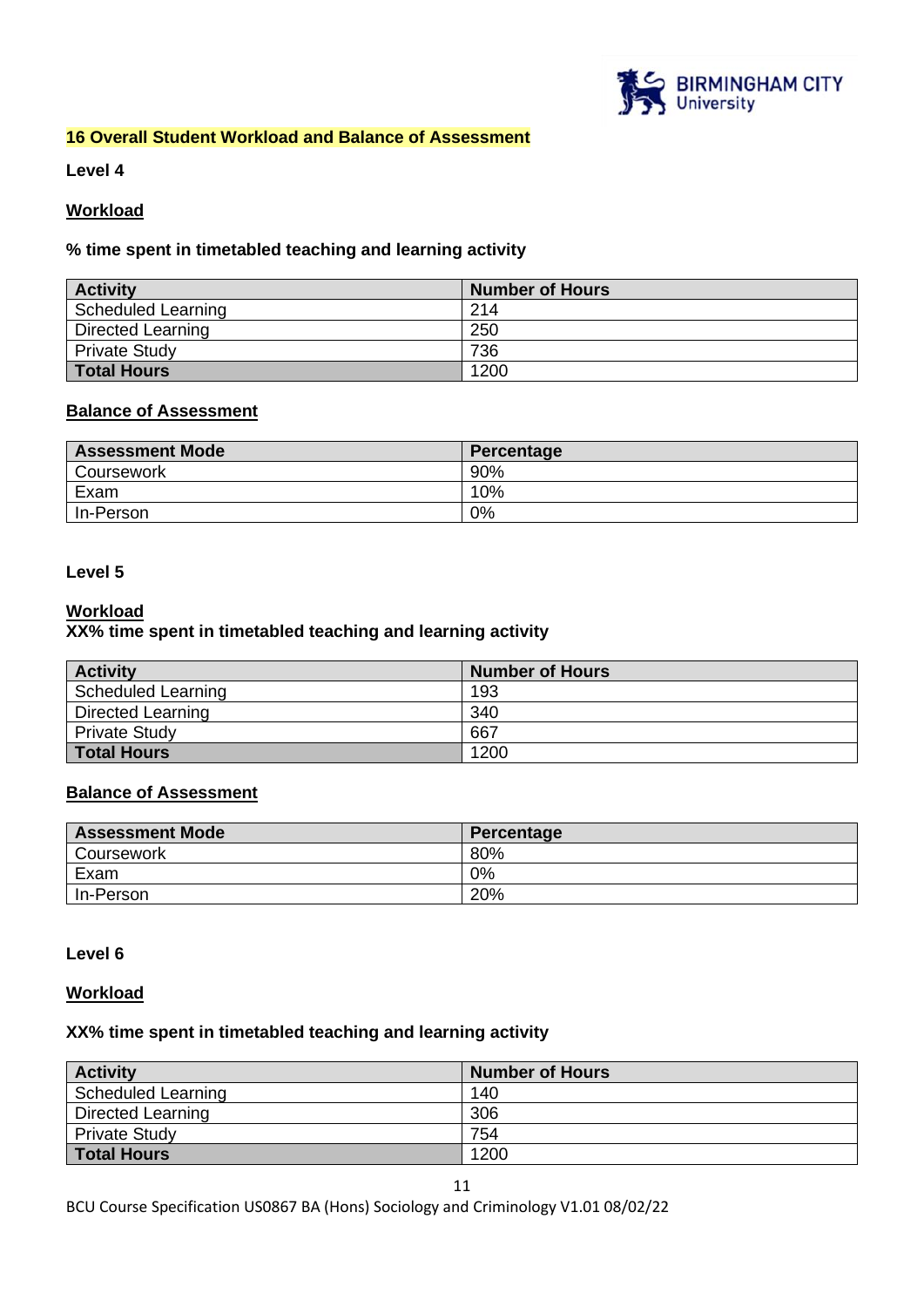## 16 Overall Student Workload and Balance of Assessment

**Level 4**

**Workload**

**% time spent in timetabled teaching and learning activity**

| Activity | Number of Hours |
|---|---|
| Scheduled Learning | 214 |
| Directed Learning | 250 |
| Private Study | 736 |
| **Total Hours** | 1200 |

**Balance of Assessment**

| Assessment Mode | Percentage |
|---|---|
| Coursework | 90% |
| Exam | 10% |
| In-Person | 0% |

**Level 5**

**Workload**

**XX% time spent in timetabled teaching and learning activity**

| Activity | Number of Hours |
|---|---|
| Scheduled Learning | 193 |
| Directed Learning | 340 |
| Private Study | 667 |
| **Total Hours** | 1200 |

**Balance of Assessment**

| Assessment Mode | Percentage |
|---|---|
| Coursework | 80% |
| Exam | 0% |
| In-Person | 20% |

**Level 6**

**Workload**

**XX% time spent in timetabled teaching and learning activity**

| Activity | Number of Hours |
|---|---|
| Scheduled Learning | 140 |
| Directed Learning | 306 |
| Private Study | 754 |
| **Total Hours** | 1200 |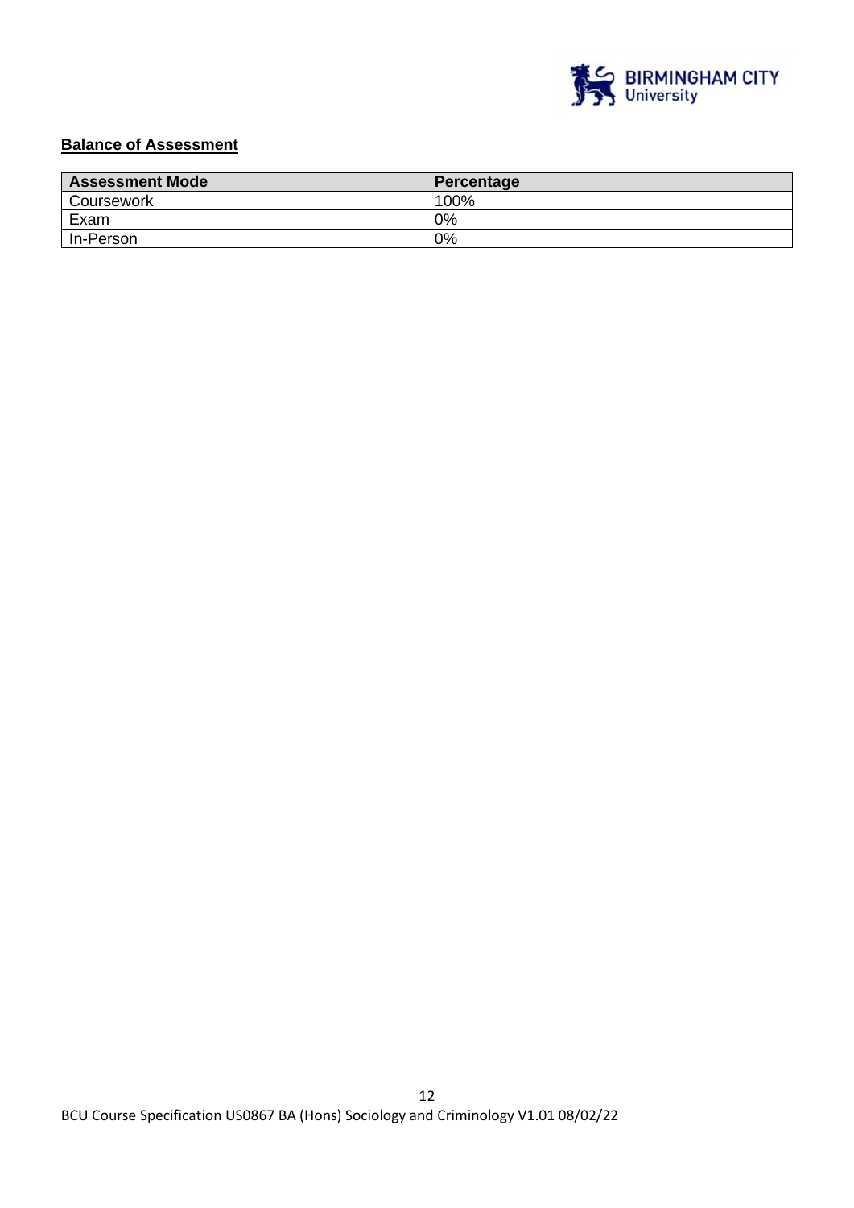**Balance of Assessment**

| Assessment Mode | Percentage |
| --- | --- |
| Coursework | 100% |
| Exam | 0% |
| In-Person | 0% |